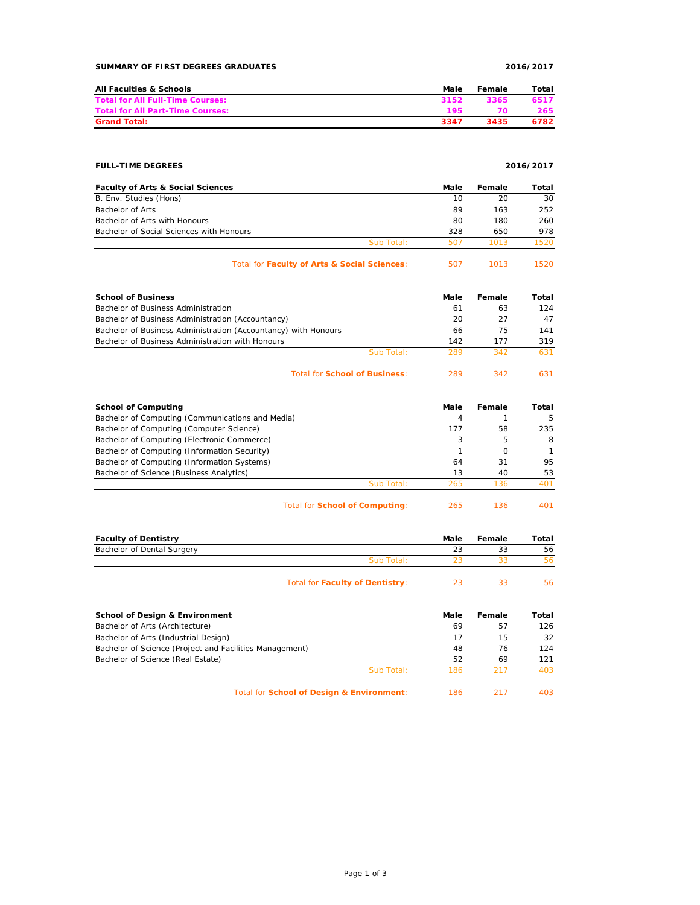**SUMMARY OF FIRST DEGREES GRADUATES** **2016/2017**

| All Faculties & Schools | Male | Female | Total |
|---|---|---|---|
| **Total for All Full-Time Courses:** | **3152** | **3365** | **6517** |
| **Total for All Part-Time Courses:** | **195** | **70** | **265** |
| **Grand Total:** | **3347** | **3435** | **6782** |

**FULL-TIME DEGREES** **2016/2017**

| Faculty of Arts & Social Sciences | Male | Female | Total |
|---|---|---|---|
| B. Env. Studies (Hons) | 10 | 20 | 30 |
| Bachelor of Arts | 89 | 163 | 252 |
| Bachelor of Arts with Honours | 80 | 180 | 260 |
| Bachelor of Social Sciences with Honours | 328 | 650 | 978 |
| Sub Total: | 507 | 1013 | 1520 |
| Total for **Faculty of Arts & Social Sciences**: | 507 | 1013 | 1520 |

| School of Business | Male | Female | Total |
|---|---|---|---|
| Bachelor of Business Administration | 61 | 63 | 124 |
| Bachelor of Business Administration (Accountancy) | 20 | 27 | 47 |
| Bachelor of Business Administration (Accountancy) with Honours | 66 | 75 | 141 |
| Bachelor of Business Administration with Honours | 142 | 177 | 319 |
| Sub Total: | 289 | 342 | 631 |
| Total for **School of Business**: | 289 | 342 | 631 |

| School of Computing | Male | Female | Total |
|---|---|---|---|
| Bachelor of Computing (Communications and Media) | 4 | 1 | 5 |
| Bachelor of Computing (Computer Science) | 177 | 58 | 235 |
| Bachelor of Computing (Electronic Commerce) | 3 | 5 | 8 |
| Bachelor of Computing (Information Security) | 1 | 0 | 1 |
| Bachelor of Computing (Information Systems) | 64 | 31 | 95 |
| Bachelor of Science (Business Analytics) | 13 | 40 | 53 |
| Sub Total: | 265 | 136 | 401 |
| Total for **School of Computing**: | 265 | 136 | 401 |

| Faculty of Dentistry | Male | Female | Total |
|---|---|---|---|
| Bachelor of Dental Surgery | 23 | 33 | 56 |
| Sub Total: | 23 | 33 | 56 |
| Total for **Faculty of Dentistry**: | 23 | 33 | 56 |

| School of Design & Environment | Male | Female | Total |
|---|---|---|---|
| Bachelor of Arts (Architecture) | 69 | 57 | 126 |
| Bachelor of Arts (Industrial Design) | 17 | 15 | 32 |
| Bachelor of Science (Project and Facilities Management) | 48 | 76 | 124 |
| Bachelor of Science (Real Estate) | 52 | 69 | 121 |
| Sub Total: | 186 | 217 | 403 |
| Total for **School of Design & Environment**: | 186 | 217 | 403 |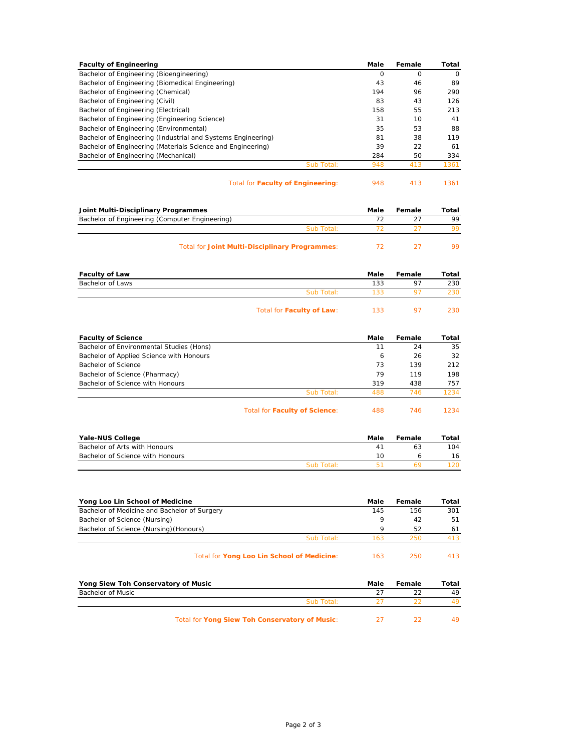| Faculty of Engineering | Male | Female | Total |
|---|---|---|---|
| Bachelor of Engineering (Bioengineering) | 0 | 0 | 0 |
| Bachelor of Engineering (Biomedical Engineering) | 43 | 46 | 89 |
| Bachelor of Engineering (Chemical) | 194 | 96 | 290 |
| Bachelor of Engineering (Civil) | 83 | 43 | 126 |
| Bachelor of Engineering (Electrical) | 158 | 55 | 213 |
| Bachelor of Engineering (Engineering Science) | 31 | 10 | 41 |
| Bachelor of Engineering (Environmental) | 35 | 53 | 88 |
| Bachelor of Engineering (Industrial and Systems Engineering) | 81 | 38 | 119 |
| Bachelor of Engineering (Materials Science and Engineering) | 39 | 22 | 61 |
| Bachelor of Engineering (Mechanical) | 284 | 50 | 334 |
| Sub Total: | 948 | 413 | 1361 |
| Total for **Faculty of Engineering**: | 948 | 413 | 1361 |

| Joint Multi-Disciplinary Programmes | Male | Female | Total |
|---|---|---|---|
| Bachelor of Engineering (Computer Engineering) | 72 | 27 | 99 |
| Sub Total: | 72 | 27 | 99 |
| Total for **Joint Multi-Disciplinary Programmes**: | 72 | 27 | 99 |

| Faculty of Law | Male | Female | Total |
|---|---|---|---|
| Bachelor of Laws | 133 | 97 | 230 |
| Sub Total: | 133 | 97 | 230 |
| Total for **Faculty of Law**: | 133 | 97 | 230 |

| Faculty of Science | Male | Female | Total |
|---|---|---|---|
| Bachelor of Environmental Studies (Hons) | 11 | 24 | 35 |
| Bachelor of Applied Science with Honours | 6 | 26 | 32 |
| Bachelor of Science | 73 | 139 | 212 |
| Bachelor of Science (Pharmacy) | 79 | 119 | 198 |
| Bachelor of Science with Honours | 319 | 438 | 757 |
| Sub Total: | 488 | 746 | 1234 |
| Total for **Faculty of Science**: | 488 | 746 | 1234 |

| Yale-NUS College | Male | Female | Total |
|---|---|---|---|
| Bachelor of Arts with Honours | 41 | 63 | 104 |
| Bachelor of Science with Honours | 10 | 6 | 16 |
| Sub Total: | 51 | 69 | 120 |

| Yong Loo Lin School of Medicine | Male | Female | Total |
|---|---|---|---|
| Bachelor of Medicine and Bachelor of Surgery | 145 | 156 | 301 |
| Bachelor of Science (Nursing) | 9 | 42 | 51 |
| Bachelor of Science (Nursing)(Honours) | 9 | 52 | 61 |
| Sub Total: | 163 | 250 | 413 |
| Total for **Yong Loo Lin School of Medicine**: | 163 | 250 | 413 |

| Yong Siew Toh Conservatory of Music | Male | Female | Total |
|---|---|---|---|
| Bachelor of Music | 27 | 22 | 49 |
| Sub Total: | 27 | 22 | 49 |
| Total for **Yong Siew Toh Conservatory of Music**: | 27 | 22 | 49 |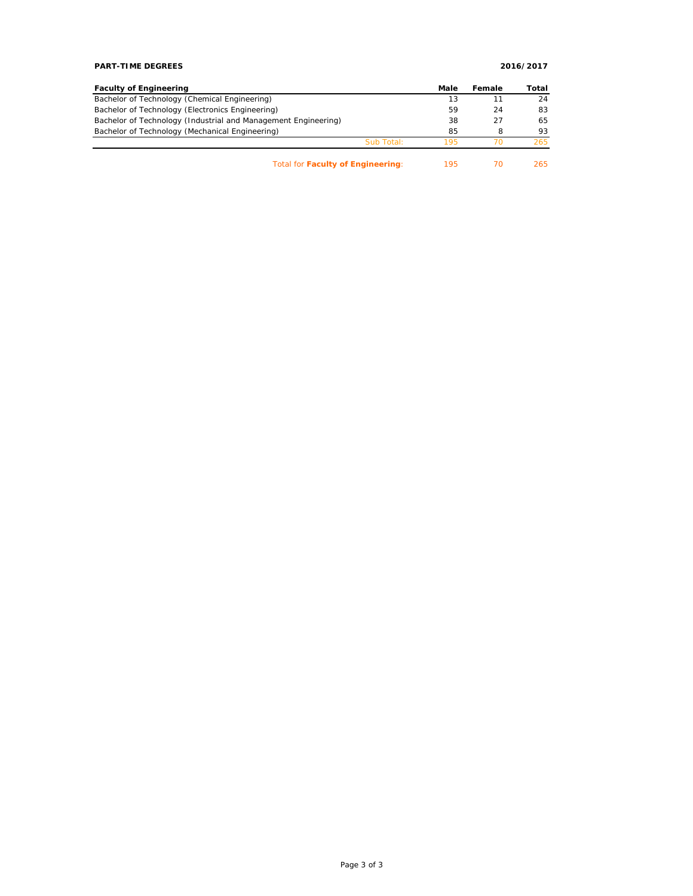**PART-TIME DEGREES** **2016/2017**

| Faculty of Engineering | Male | Female | Total |
|---|---|---|---|
| Bachelor of Technology (Chemical Engineering) | 13 | 11 | 24 |
| Bachelor of Technology (Electronics Engineering) | 59 | 24 | 83 |
| Bachelor of Technology (Industrial and Management Engineering) | 38 | 27 | 65 |
| Bachelor of Technology (Mechanical Engineering) | 85 | 8 | 93 |
| Sub Total: | 195 | 70 | 265 |
| Total for **Faculty of Engineering**: | 195 | 70 | 265 |